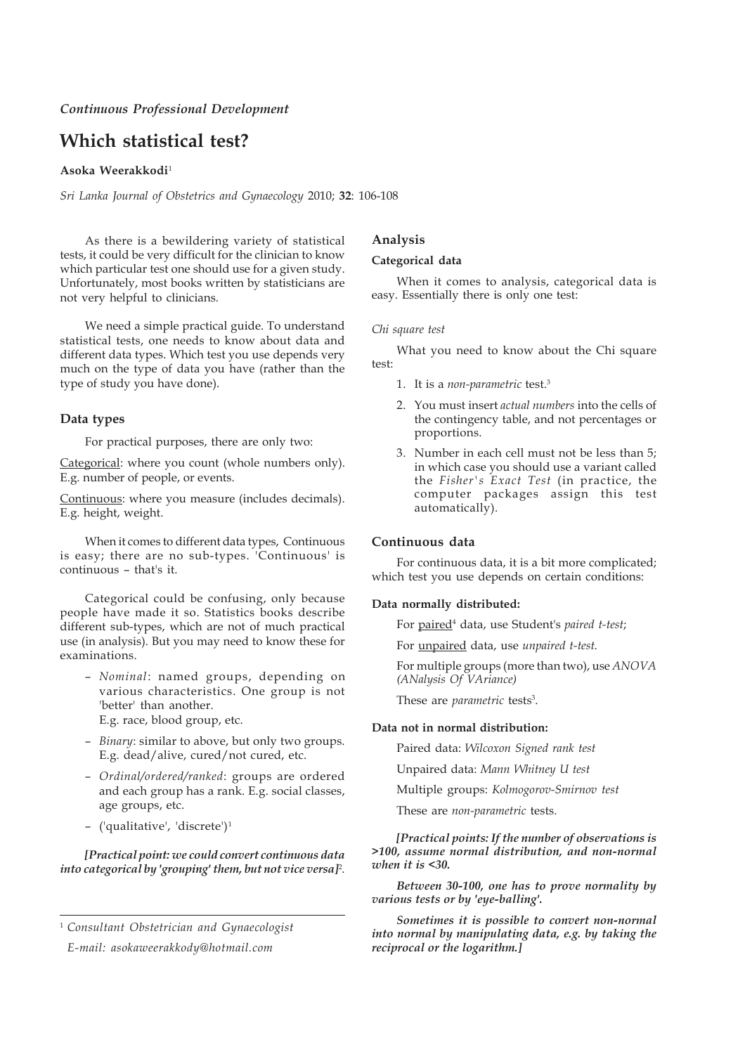*Continuous Professional Development*

# Which statistical test?

**Asoka Weerakkodi**[1]

*Sri Lanka Journal of Obstetrics and Gynaecology* 2010; **32**: 106-108

As there is a bewildering variety of statistical tests, it could be very difficult for the clinician to know which particular test one should use for a given study. Unfortunately, most books written by statisticians are not very helpful to clinicians.

We need a simple practical guide. To understand statistical tests, one needs to know about data and different data types. Which test you use depends very much on the type of data you have (rather than the type of study you have done).

## Data types

For practical purposes, there are only two:

<u>Categorical</u>: where you count (whole numbers only). E.g. number of people, or events.

<u>Continuous</u>: where you measure (includes decimals). E.g. height, weight.

When it comes to different data types, Continuous is easy; there are no sub-types. 'Continuous' is continuous – that's it.

Categorical could be confusing, only because people have made it so. Statistics books describe different sub-types, which are not of much practical use (in analysis). But you may need to know these for examinations.

- *Nominal*: named groups, depending on various characteristics. One group is not 'better' than another.
  E.g. race, blood group, etc.
- *Binary*: similar to above, but only two groups. E.g. dead/alive, cured/not cured, etc.
- *Ordinal/ordered/ranked*: groups are ordered and each group has a rank. E.g. social classes, age groups, etc.
- ('qualitative', 'discrete')[1]

***[Practical point: we could convert continuous data into categorical by 'grouping' them, but not vice versa]***[2].

## Analysis

### Categorical data

When it comes to analysis, categorical data is easy. Essentially there is only one test:

*Chi square test*

What you need to know about the Chi square test:

1. It is a *non-parametric* test.[3]
2. You must insert *actual numbers* into the cells of the contingency table, and not percentages or proportions.
3. Number in each cell must not be less than 5; in which case you should use a variant called the *Fisher's Exact Test* (in practice, the computer packages assign this test automatically).

### Continuous data

For continuous data, it is a bit more complicated; which test you use depends on certain conditions:

**Data normally distributed:**

For <u>paired</u>[4] data, use Student's *paired t-test*;

For <u>unpaired</u> data, use *unpaired t-test.*

For multiple groups (more than two), use *ANOVA (ANalysis Of VAriance)*

These are *parametric* tests[3].

**Data not in normal distribution:**

Paired data: *Wilcoxon Signed rank test*

Unpaired data: *Mann Whitney U test*

Multiple groups: *Kolmogorov-Smirnov test*

These are *non-parametric* tests.

***[Practical points: If the number of observations is >100, assume normal distribution, and non-normal when it is <30.***

***Between 30-100, one has to prove normality by various tests or by 'eye-balling'.***

***Sometimes it is possible to convert non-normal into normal by manipulating data, e.g. by taking the reciprocal or the logarithm.]***

---

[1] *Consultant Obstetrician and Gynaecologist*
*E-mail: asokaweerakkody@hotmail.com*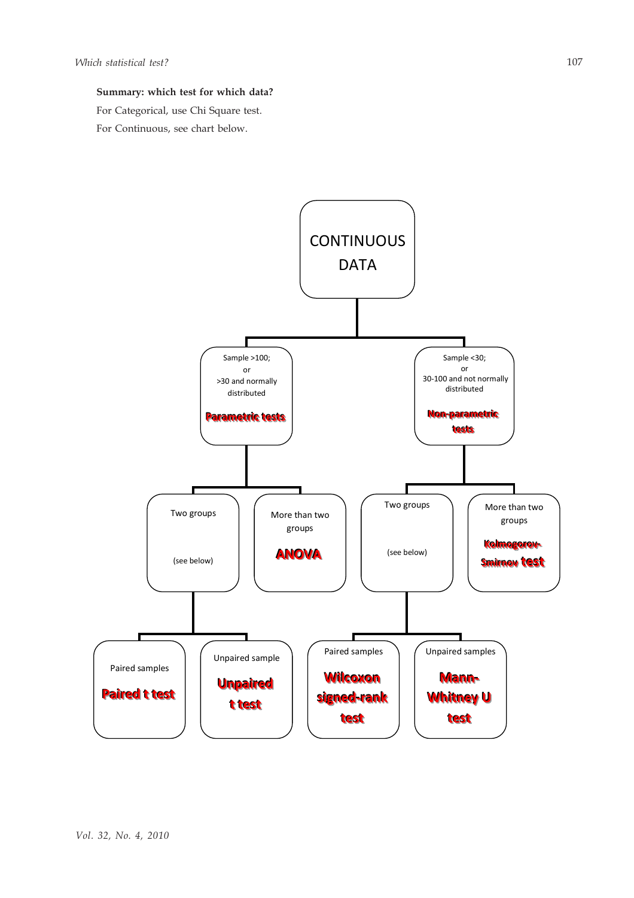**Summary: which test for which data?**

For Categorical, use Chi Square test.

For Continuous, see chart below.

CONTINUOUS DATA

- Sample >100; or >30 and normally distributed — **Parametric tests**
  - Two groups (see below)
    - Paired samples — **Paired t test**
    - Unpaired sample — **Unpaired t test**
  - More than two groups — **ANOVA**
- Sample <30; or 30-100 and not normally distributed — **Non-parametric tests**
  - Two groups (see below)
    - Paired samples — **Wilcoxon signed-rank test**
    - Unpaired samples — **Mann-Whitney U test**
  - More than two groups — **Kolmogorov-Smirnov test**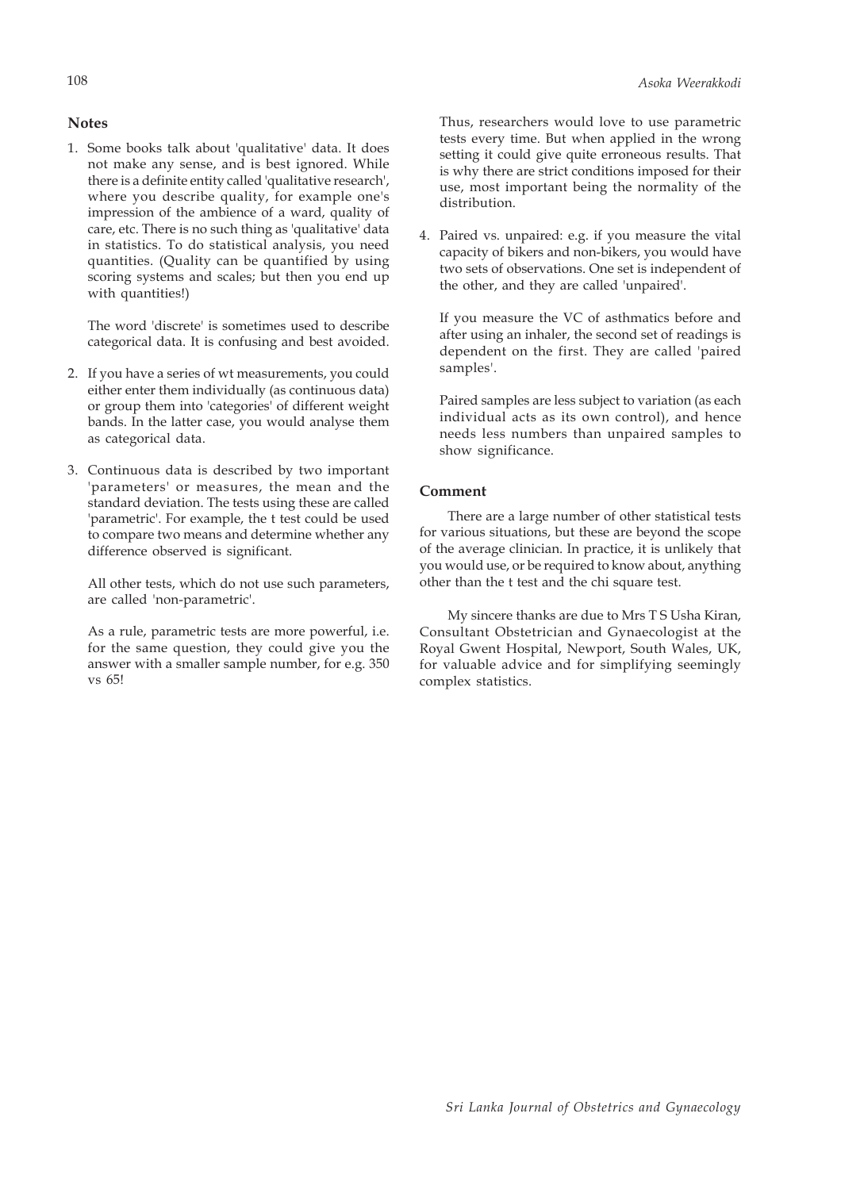## Notes

1. Some books talk about 'qualitative' data. It does not make any sense, and is best ignored. While there is a definite entity called 'qualitative research', where you describe quality, for example one's impression of the ambience of a ward, quality of care, etc. There is no such thing as 'qualitative' data in statistics. To do statistical analysis, you need quantities. (Quality can be quantified by using scoring systems and scales; but then you end up with quantities!)

   The word 'discrete' is sometimes used to describe categorical data. It is confusing and best avoided.

2. If you have a series of wt measurements, you could either enter them individually (as continuous data) or group them into 'categories' of different weight bands. In the latter case, you would analyse them as categorical data.

3. Continuous data is described by two important 'parameters' or measures, the mean and the standard deviation. The tests using these are called 'parametric'. For example, the t test could be used to compare two means and determine whether any difference observed is significant.

   All other tests, which do not use such parameters, are called 'non-parametric'.

   As a rule, parametric tests are more powerful, i.e. for the same question, they could give you the answer with a smaller sample number, for e.g. 350 vs 65!

   Thus, researchers would love to use parametric tests every time. But when applied in the wrong setting it could give quite erroneous results. That is why there are strict conditions imposed for their use, most important being the normality of the distribution.

4. Paired vs. unpaired: e.g. if you measure the vital capacity of bikers and non-bikers, you would have two sets of observations. One set is independent of the other, and they are called 'unpaired'.

   If you measure the VC of asthmatics before and after using an inhaler, the second set of readings is dependent on the first. They are called 'paired samples'.

   Paired samples are less subject to variation (as each individual acts as its own control), and hence needs less numbers than unpaired samples to show significance.

## Comment

There are a large number of other statistical tests for various situations, but these are beyond the scope of the average clinician. In practice, it is unlikely that you would use, or be required to know about, anything other than the t test and the chi square test.

My sincere thanks are due to Mrs T S Usha Kiran, Consultant Obstetrician and Gynaecologist at the Royal Gwent Hospital, Newport, South Wales, UK, for valuable advice and for simplifying seemingly complex statistics.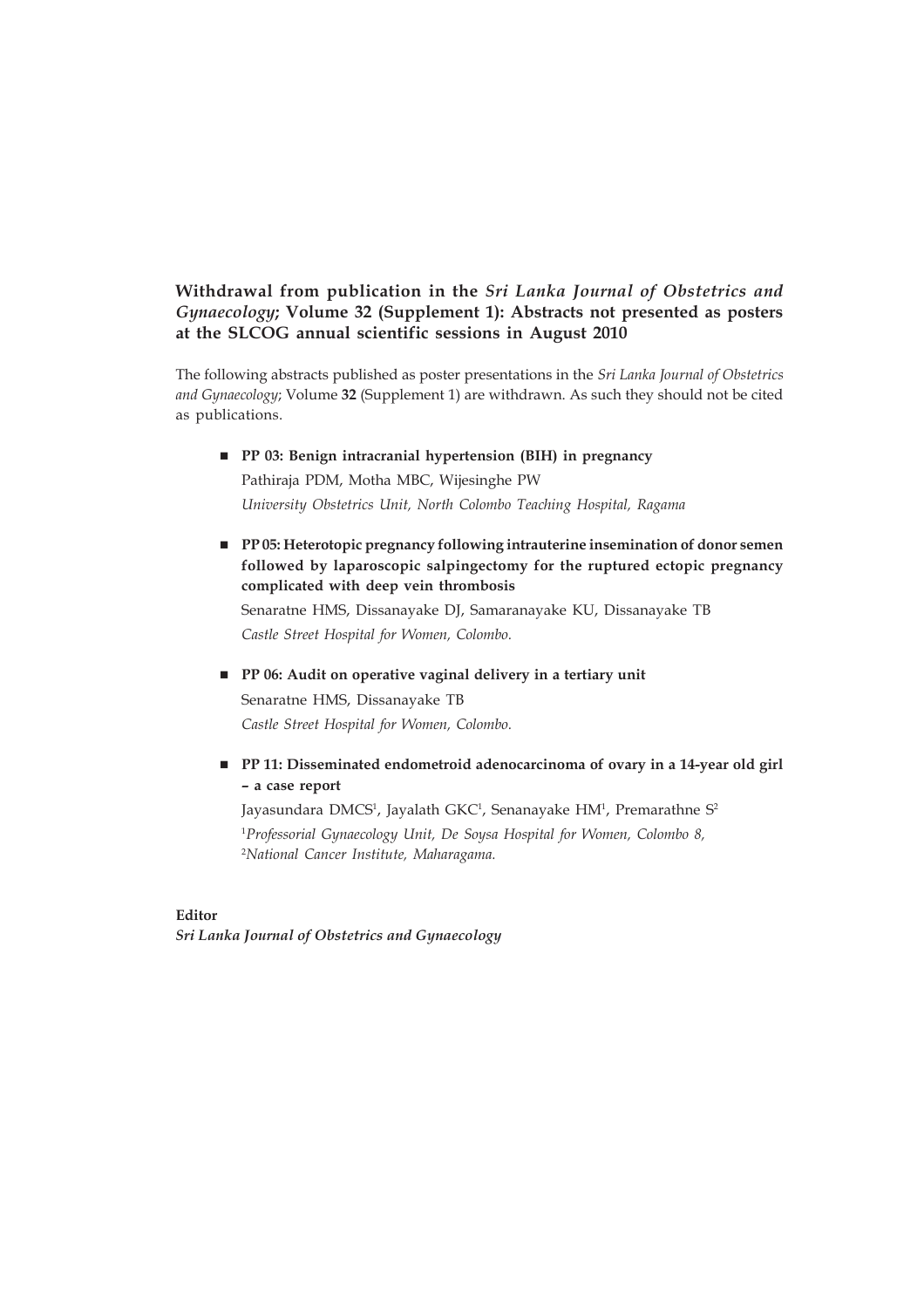## Withdrawal from publication in the *Sri Lanka Journal of Obstetrics and Gynaecology*; Volume 32 (Supplement 1): Abstracts not presented as posters at the SLCOG annual scientific sessions in August 2010

The following abstracts published as poster presentations in the *Sri Lanka Journal of Obstetrics and Gynaecology*; Volume **32** (Supplement 1) are withdrawn. As such they should not be cited as publications.

- **PP 03: Benign intracranial hypertension (BIH) in pregnancy**
  Pathiraja PDM, Motha MBC, Wijesinghe PW
  *University Obstetrics Unit, North Colombo Teaching Hospital, Ragama*

- **PP 05: Heterotopic pregnancy following intrauterine insemination of donor semen followed by laparoscopic salpingectomy for the ruptured ectopic pregnancy complicated with deep vein thrombosis**
  Senaratne HMS, Dissanayake DJ, Samaranayake KU, Dissanayake TB
  *Castle Street Hospital for Women, Colombo.*

- **PP 06: Audit on operative vaginal delivery in a tertiary unit**
  Senaratne HMS, Dissanayake TB
  *Castle Street Hospital for Women, Colombo.*

- **PP 11: Disseminated endometroid adenocarcinoma of ovary in a 14-year old girl – a case report**
  Jayasundara DMCS[1], Jayalath GKC[1], Senanayake HM[1], Premarathne S[2]
  [1]*Professorial Gynaecology Unit, De Soysa Hospital for Women, Colombo 8,*
  [2]*National Cancer Institute, Maharagama.*

**Editor**
***Sri Lanka Journal of Obstetrics and Gynaecology***